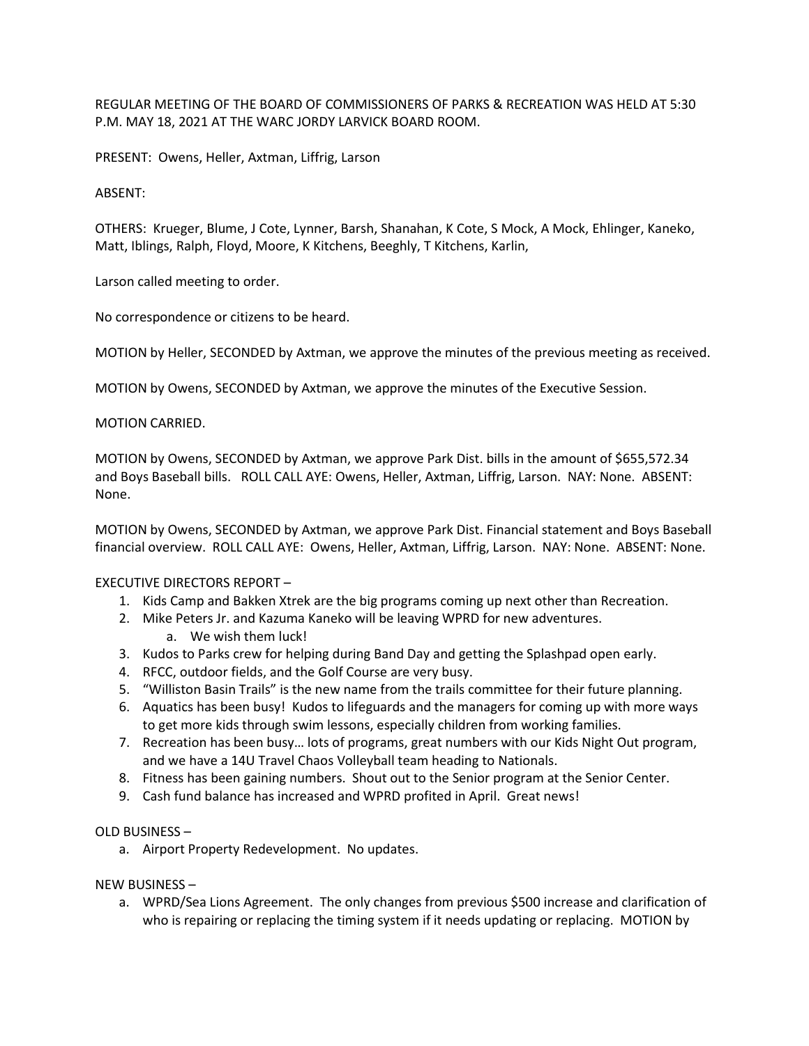REGULAR MEETING OF THE BOARD OF COMMISSIONERS OF PARKS & RECREATION WAS HELD AT 5:30 P.M. MAY 18, 2021 AT THE WARC JORDY LARVICK BOARD ROOM.

PRESENT: Owens, Heller, Axtman, Liffrig, Larson

ABSENT:

OTHERS: Krueger, Blume, J Cote, Lynner, Barsh, Shanahan, K Cote, S Mock, A Mock, Ehlinger, Kaneko, Matt, Iblings, Ralph, Floyd, Moore, K Kitchens, Beeghly, T Kitchens, Karlin,

Larson called meeting to order.

No correspondence or citizens to be heard.

MOTION by Heller, SECONDED by Axtman, we approve the minutes of the previous meeting as received.

MOTION by Owens, SECONDED by Axtman, we approve the minutes of the Executive Session.

MOTION CARRIED.

MOTION by Owens, SECONDED by Axtman, we approve Park Dist. bills in the amount of $655,572.34 and Boys Baseball bills. ROLL CALL AYE: Owens, Heller, Axtman, Liffrig, Larson. NAY: None. ABSENT: None.

MOTION by Owens, SECONDED by Axtman, we approve Park Dist. Financial statement and Boys Baseball financial overview. ROLL CALL AYE: Owens, Heller, Axtman, Liffrig, Larson. NAY: None. ABSENT: None.

EXECUTIVE DIRECTORS REPORT –

1. Kids Camp and Bakken Xtrek are the big programs coming up next other than Recreation.
2. Mike Peters Jr. and Kazuma Kaneko will be leaving WPRD for new adventures.
   a. We wish them luck!
3. Kudos to Parks crew for helping during Band Day and getting the Splashpad open early.
4. RFCC, outdoor fields, and the Golf Course are very busy.
5. "Williston Basin Trails" is the new name from the trails committee for their future planning.
6. Aquatics has been busy! Kudos to lifeguards and the managers for coming up with more ways to get more kids through swim lessons, especially children from working families.
7. Recreation has been busy… lots of programs, great numbers with our Kids Night Out program, and we have a 14U Travel Chaos Volleyball team heading to Nationals.
8. Fitness has been gaining numbers. Shout out to the Senior program at the Senior Center.
9. Cash fund balance has increased and WPRD profited in April. Great news!

OLD BUSINESS –

a. Airport Property Redevelopment. No updates.

NEW BUSINESS –

a. WPRD/Sea Lions Agreement. The only changes from previous $500 increase and clarification of who is repairing or replacing the timing system if it needs updating or replacing. MOTION by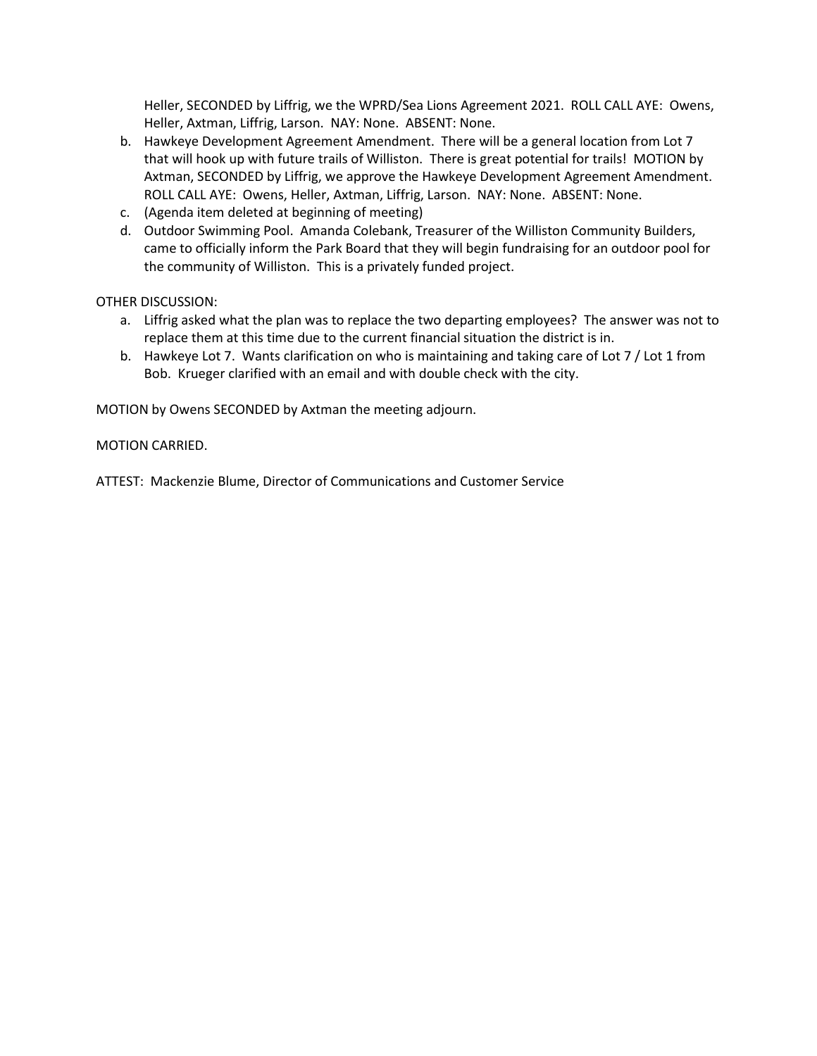Heller, SECONDED by Liffrig, we the WPRD/Sea Lions Agreement 2021. ROLL CALL AYE: Owens, Heller, Axtman, Liffrig, Larson. NAY: None. ABSENT: None.

b. Hawkeye Development Agreement Amendment. There will be a general location from Lot 7 that will hook up with future trails of Williston. There is great potential for trails! MOTION by Axtman, SECONDED by Liffrig, we approve the Hawkeye Development Agreement Amendment. ROLL CALL AYE: Owens, Heller, Axtman, Liffrig, Larson. NAY: None. ABSENT: None.
c. (Agenda item deleted at beginning of meeting)
d. Outdoor Swimming Pool. Amanda Colebank, Treasurer of the Williston Community Builders, came to officially inform the Park Board that they will begin fundraising for an outdoor pool for the community of Williston. This is a privately funded project.

OTHER DISCUSSION:

a. Liffrig asked what the plan was to replace the two departing employees? The answer was not to replace them at this time due to the current financial situation the district is in.
b. Hawkeye Lot 7. Wants clarification on who is maintaining and taking care of Lot 7 / Lot 1 from Bob. Krueger clarified with an email and with double check with the city.

MOTION by Owens SECONDED by Axtman the meeting adjourn.

MOTION CARRIED.

ATTEST: Mackenzie Blume, Director of Communications and Customer Service